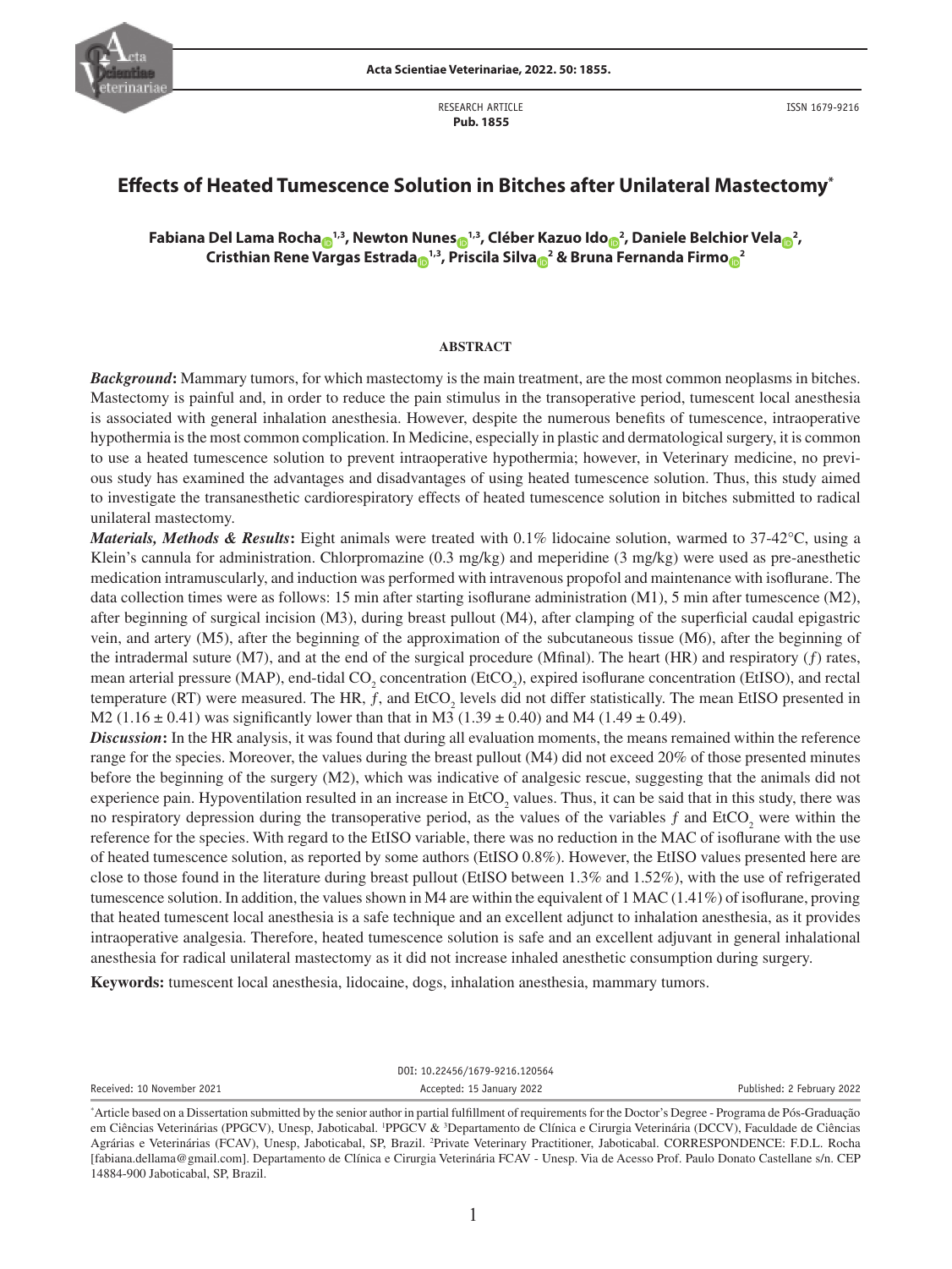RESEARCH ARTICLE
**Pub. 1855**

ISSN 1679-9216

# Effects of Heated Tumescence Solution in Bitches after Unilateral Mastectomy*

**Fabiana Del Lama Rocha[1,3], Newton Nunes[1,3], Cléber Kazuo Ido[2], Daniele Belchior Vela[2], Cristhian Rene Vargas Estrada[1,3], Priscila Silva[2] & Bruna Fernanda Firmo[2]**

## ABSTRACT

***Background*:** Mammary tumors, for which mastectomy is the main treatment, are the most common neoplasms in bitches. Mastectomy is painful and, in order to reduce the pain stimulus in the transoperative period, tumescent local anesthesia is associated with general inhalation anesthesia. However, despite the numerous benefits of tumescence, intraoperative hypothermia is the most common complication. In Medicine, especially in plastic and dermatological surgery, it is common to use a heated tumescence solution to prevent intraoperative hypothermia; however, in Veterinary medicine, no previous study has examined the advantages and disadvantages of using heated tumescence solution. Thus, this study aimed to investigate the transanesthetic cardiorespiratory effects of heated tumescence solution in bitches submitted to radical unilateral mastectomy.

***Materials, Methods & Results*:** Eight animals were treated with 0.1% lidocaine solution, warmed to 37-42°C, using a Klein's cannula for administration. Chlorpromazine (0.3 mg/kg) and meperidine (3 mg/kg) were used as pre-anesthetic medication intramuscularly, and induction was performed with intravenous propofol and maintenance with isoflurane. The data collection times were as follows: 15 min after starting isoflurane administration (M1), 5 min after tumescence (M2), after beginning of surgical incision (M3), during breast pullout (M4), after clamping of the superficial caudal epigastric vein, and artery (M5), after the beginning of the approximation of the subcutaneous tissue (M6), after the beginning of the intradermal suture (M7), and at the end of the surgical procedure (Mfinal). The heart (HR) and respiratory ($f$) rates, mean arterial pressure (MAP), end-tidal $CO_2$ concentration ($EtCO_2$), expired isoflurane concentration (EtISO), and rectal temperature (RT) were measured. The HR, $f$, and $EtCO_2$ levels did not differ statistically. The mean EtISO presented in M2 ($1.16 \pm 0.41$) was significantly lower than that in M3 ($1.39 \pm 0.40$) and M4 ($1.49 \pm 0.49$).

***Discussion*:** In the HR analysis, it was found that during all evaluation moments, the means remained within the reference range for the species. Moreover, the values during the breast pullout (M4) did not exceed 20% of those presented minutes before the beginning of the surgery (M2), which was indicative of analgesic rescue, suggesting that the animals did not experience pain. Hypoventilation resulted in an increase in $EtCO_2$ values. Thus, it can be said that in this study, there was no respiratory depression during the transoperative period, as the values of the variables $f$ and $EtCO_2$ were within the reference for the species. With regard to the EtISO variable, there was no reduction in the MAC of isoflurane with the use of heated tumescence solution, as reported by some authors (EtISO 0.8%). However, the EtISO values presented here are close to those found in the literature during breast pullout (EtISO between 1.3% and 1.52%), with the use of refrigerated tumescence solution. In addition, the values shown in M4 are within the equivalent of 1 MAC (1.41%) of isoflurane, proving that heated tumescent local anesthesia is a safe technique and an excellent adjunct to inhalation anesthesia, as it provides intraoperative analgesia. Therefore, heated tumescence solution is safe and an excellent adjuvant in general inhalational anesthesia for radical unilateral mastectomy as it did not increase inhaled anesthetic consumption during surgery.

**Keywords:** tumescent local anesthesia, lidocaine, dogs, inhalation anesthesia, mammary tumors.

DOI: 10.22456/1679-9216.120564

Received: 10 November 2021 | Accepted: 15 January 2022 | Published: 2 February 2022

*Article based on a Dissertation submitted by the senior author in partial fulfillment of requirements for the Doctor's Degree - Programa de Pós-Graduação em Ciências Veterinárias (PPGCV), Unesp, Jaboticabal. [1]PPGCV & [3]Departamento de Clínica e Cirurgia Veterinária (DCCV), Faculdade de Ciências Agrárias e Veterinárias (FCAV), Unesp, Jaboticabal, SP, Brazil. [2]Private Veterinary Practitioner, Jaboticabal. CORRESPONDENCE: F.D.L. Rocha [fabiana.dellama@gmail.com]. Departamento de Clínica e Cirurgia Veterinária FCAV - Unesp. Via de Acesso Prof. Paulo Donato Castellane s/n. CEP 14884-900 Jaboticabal, SP, Brazil.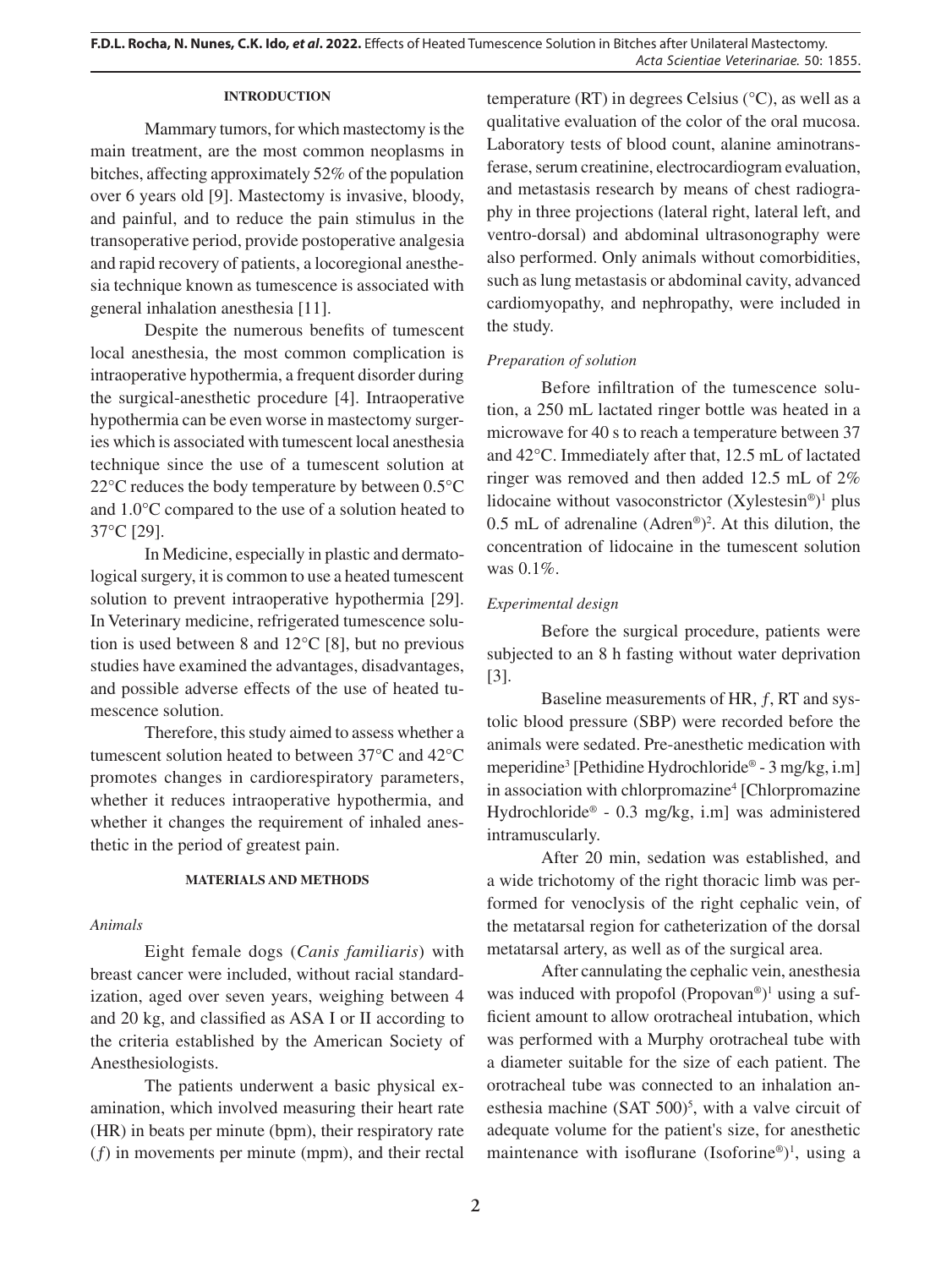## INTRODUCTION

Mammary tumors, for which mastectomy is the main treatment, are the most common neoplasms in bitches, affecting approximately 52% of the population over 6 years old [9]. Mastectomy is invasive, bloody, and painful, and to reduce the pain stimulus in the transoperative period, provide postoperative analgesia and rapid recovery of patients, a locoregional anesthesia technique known as tumescence is associated with general inhalation anesthesia [11].

Despite the numerous benefits of tumescent local anesthesia, the most common complication is intraoperative hypothermia, a frequent disorder during the surgical-anesthetic procedure [4]. Intraoperative hypothermia can be even worse in mastectomy surgeries which is associated with tumescent local anesthesia technique since the use of a tumescent solution at 22°C reduces the body temperature by between 0.5°C and 1.0°C compared to the use of a solution heated to 37°C [29].

In Medicine, especially in plastic and dermatological surgery, it is common to use a heated tumescent solution to prevent intraoperative hypothermia [29]. In Veterinary medicine, refrigerated tumescence solution is used between 8 and 12°C [8], but no previous studies have examined the advantages, disadvantages, and possible adverse effects of the use of heated tumescence solution.

Therefore, this study aimed to assess whether a tumescent solution heated to between 37°C and 42°C promotes changes in cardiorespiratory parameters, whether it reduces intraoperative hypothermia, and whether it changes the requirement of inhaled anesthetic in the period of greatest pain.

## MATERIALS AND METHODS

### *Animals*

Eight female dogs (*Canis familiaris*) with breast cancer were included, without racial standardization, aged over seven years, weighing between 4 and 20 kg, and classified as ASA I or II according to the criteria established by the American Society of Anesthesiologists.

The patients underwent a basic physical examination, which involved measuring their heart rate (HR) in beats per minute (bpm), their respiratory rate ($f$) in movements per minute (mpm), and their rectal temperature (RT) in degrees Celsius (°C), as well as a qualitative evaluation of the color of the oral mucosa. Laboratory tests of blood count, alanine aminotransferase, serum creatinine, electrocardiogram evaluation, and metastasis research by means of chest radiography in three projections (lateral right, lateral left, and ventro-dorsal) and abdominal ultrasonography were also performed. Only animals without comorbidities, such as lung metastasis or abdominal cavity, advanced cardiomyopathy, and nephropathy, were included in the study.

### *Preparation of solution*

Before infiltration of the tumescence solution, a 250 mL lactated ringer bottle was heated in a microwave for 40 s to reach a temperature between 37 and 42°C. Immediately after that, 12.5 mL of lactated ringer was removed and then added 12.5 mL of 2% lidocaine without vasoconstrictor (Xylestesin®)[1] plus 0.5 mL of adrenaline (Adren®)[2]. At this dilution, the concentration of lidocaine in the tumescent solution was 0.1%.

### *Experimental design*

Before the surgical procedure, patients were subjected to an 8 h fasting without water deprivation [3].

Baseline measurements of HR, $f$, RT and systolic blood pressure (SBP) were recorded before the animals were sedated. Pre-anesthetic medication with meperidine[3] [Pethidine Hydrochloride® - 3 mg/kg, i.m] in association with chlorpromazine[4] [Chlorpromazine Hydrochloride® - 0.3 mg/kg, i.m] was administered intramuscularly.

After 20 min, sedation was established, and a wide trichotomy of the right thoracic limb was performed for venoclysis of the right cephalic vein, of the metatarsal region for catheterization of the dorsal metatarsal artery, as well as of the surgical area.

After cannulating the cephalic vein, anesthesia was induced with propofol (Propovan®)[1] using a sufficient amount to allow orotracheal intubation, which was performed with a Murphy orotracheal tube with a diameter suitable for the size of each patient. The orotracheal tube was connected to an inhalation anesthesia machine (SAT 500)[5], with a valve circuit of adequate volume for the patient's size, for anesthetic maintenance with isoflurane (Isoforine®)[1], using a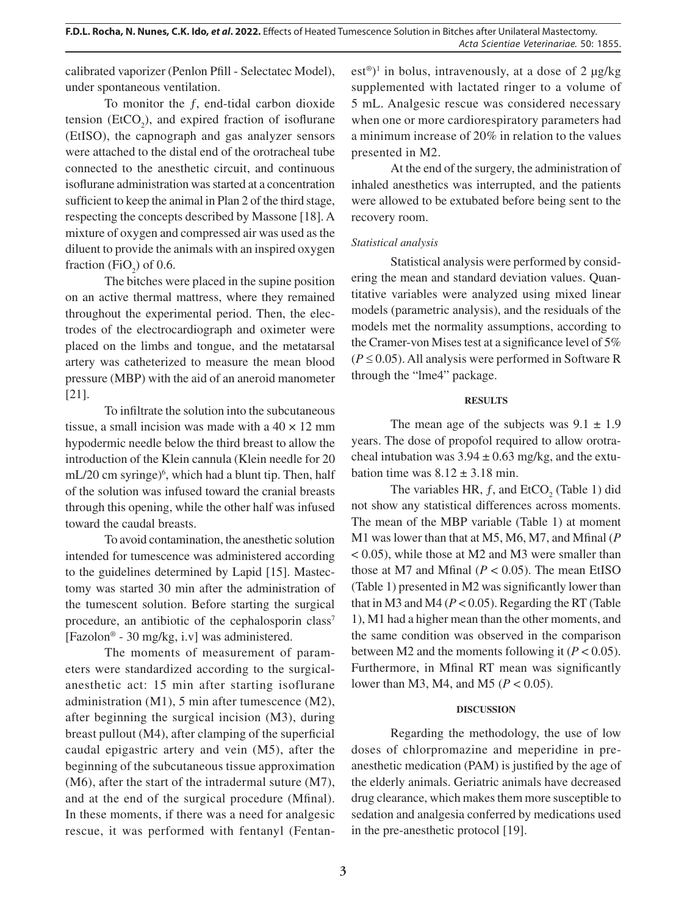calibrated vaporizer (Penlon Pfill - Selectatec Model), under spontaneous ventilation.

To monitor the $f$, end-tidal carbon dioxide tension ($EtCO_2$), and expired fraction of isoflurane (EtISO), the capnograph and gas analyzer sensors were attached to the distal end of the orotracheal tube connected to the anesthetic circuit, and continuous isoflurane administration was started at a concentration sufficient to keep the animal in Plan 2 of the third stage, respecting the concepts described by Massone [18]. A mixture of oxygen and compressed air was used as the diluent to provide the animals with an inspired oxygen fraction ($FiO_2$) of 0.6.

The bitches were placed in the supine position on an active thermal mattress, where they remained throughout the experimental period. Then, the electrodes of the electrocardiograph and oximeter were placed on the limbs and tongue, and the metatarsal artery was catheterized to measure the mean blood pressure (MBP) with the aid of an aneroid manometer [21].

To infiltrate the solution into the subcutaneous tissue, a small incision was made with a 40 × 12 mm hypodermic needle below the third breast to allow the introduction of the Klein cannula (Klein needle for 20 mL/20 cm syringe)[6], which had a blunt tip. Then, half of the solution was infused toward the cranial breasts through this opening, while the other half was infused toward the caudal breasts.

To avoid contamination, the anesthetic solution intended for tumescence was administered according to the guidelines determined by Lapid [15]. Mastectomy was started 30 min after the administration of the tumescent solution. Before starting the surgical procedure, an antibiotic of the cephalosporin class[7] [Fazolon® - 30 mg/kg, i.v] was administered.

The moments of measurement of parameters were standardized according to the surgical-anesthetic act: 15 min after starting isoflurane administration (M1), 5 min after tumescence (M2), after beginning the surgical incision (M3), during breast pullout (M4), after clamping of the superficial caudal epigastric artery and vein (M5), after the beginning of the subcutaneous tissue approximation (M6), after the start of the intradermal suture (M7), and at the end of the surgical procedure (Mfinal). In these moments, if there was a need for analgesic rescue, it was performed with fentanyl (Fentanest®)[1] in bolus, intravenously, at a dose of 2 µg/kg supplemented with lactated ringer to a volume of 5 mL. Analgesic rescue was considered necessary when one or more cardiorespiratory parameters had a minimum increase of 20% in relation to the values presented in M2.

At the end of the surgery, the administration of inhaled anesthetics was interrupted, and the patients were allowed to be extubated before being sent to the recovery room.

*Statistical analysis*

Statistical analysis were performed by considering the mean and standard deviation values. Quantitative variables were analyzed using mixed linear models (parametric analysis), and the residuals of the models met the normality assumptions, according to the Cramer-von Mises test at a significance level of 5% ($P \leq 0.05$). All analysis were performed in Software R through the "lme4" package.

## RESULTS

The mean age of the subjects was 9.1 ± 1.9 years. The dose of propofol required to allow orotracheal intubation was 3.94 ± 0.63 mg/kg, and the extubation time was 8.12 ± 3.18 min.

The variables HR, $f$, and $EtCO_2$ (Table 1) did not show any statistical differences across moments. The mean of the MBP variable (Table 1) at moment M1 was lower than that at M5, M6, M7, and Mfinal ($P < 0.05$), while those at M2 and M3 were smaller than those at M7 and Mfinal ($P < 0.05$). The mean EtISO (Table 1) presented in M2 was significantly lower than that in M3 and M4 ($P < 0.05$). Regarding the RT (Table 1), M1 had a higher mean than the other moments, and the same condition was observed in the comparison between M2 and the moments following it ($P < 0.05$). Furthermore, in Mfinal RT mean was significantly lower than M3, M4, and M5 ($P < 0.05$).

## DISCUSSION

Regarding the methodology, the use of low doses of chlorpromazine and meperidine in pre-anesthetic medication (PAM) is justified by the age of the elderly animals. Geriatric animals have decreased drug clearance, which makes them more susceptible to sedation and analgesia conferred by medications used in the pre-anesthetic protocol [19].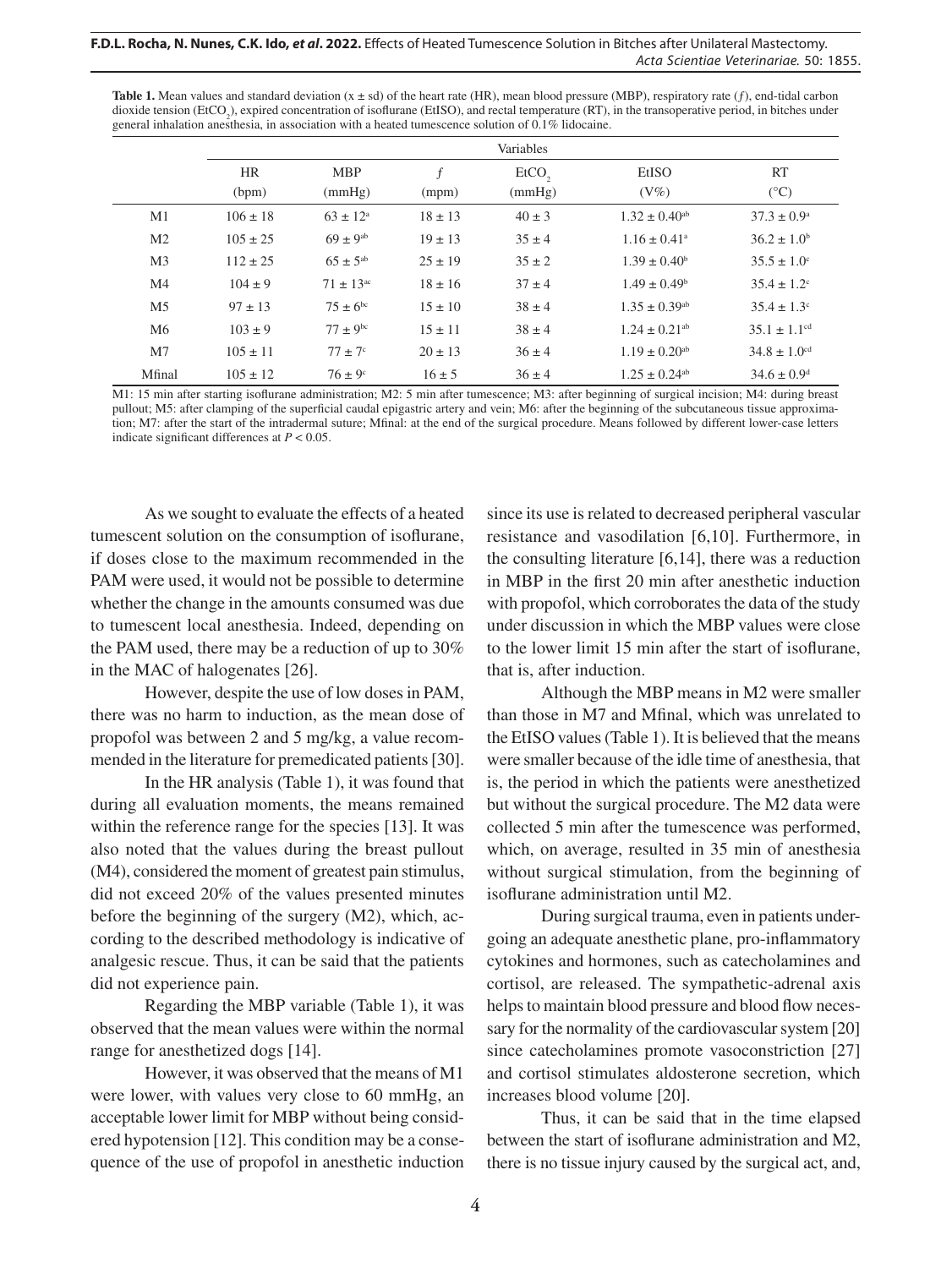**Table 1.** Mean values and standard deviation (x ± sd) of the heart rate (HR), mean blood pressure (MBP), respiratory rate (*f*), end-tidal carbon dioxide tension ($EtCO_2$), expired concentration of isoflurane (EtISO), and rectal temperature (RT), in the transoperative period, in bitches under general inhalation anesthesia, in association with a heated tumescence solution of 0.1% lidocaine.

| | Variables | | | | | |
|---|---|---|---|---|---|---|
| | HR (bpm) | MBP (mmHg) | *f* (mpm) | $EtCO_2$ (mmHg) | EtISO (V%) | RT (°C) |
| M1 | 106 ± 18 | 63 ± 12$^{a}$ | 18 ± 13 | 40 ± 3 | 1.32 ± 0.40$^{ab}$ | 37.3 ± 0.9$^{a}$ |
| M2 | 105 ± 25 | 69 ± 9$^{ab}$ | 19 ± 13 | 35 ± 4 | 1.16 ± 0.41$^{a}$ | 36.2 ± 1.0$^{b}$ |
| M3 | 112 ± 25 | 65 ± 5$^{ab}$ | 25 ± 19 | 35 ± 2 | 1.39 ± 0.40$^{b}$ | 35.5 ± 1.0$^{c}$ |
| M4 | 104 ± 9 | 71 ± 13$^{ac}$ | 18 ± 16 | 37 ± 4 | 1.49 ± 0.49$^{b}$ | 35.4 ± 1.2$^{c}$ |
| M5 | 97 ± 13 | 75 ± 6$^{bc}$ | 15 ± 10 | 38 ± 4 | 1.35 ± 0.39$^{ab}$ | 35.4 ± 1.3$^{c}$ |
| M6 | 103 ± 9 | 77 ± 9$^{bc}$ | 15 ± 11 | 38 ± 4 | 1.24 ± 0.21$^{ab}$ | 35.1 ± 1.1$^{cd}$ |
| M7 | 105 ± 11 | 77 ± 7$^{c}$ | 20 ± 13 | 36 ± 4 | 1.19 ± 0.20$^{ab}$ | 34.8 ± 1.0$^{cd}$ |
| Mfinal | 105 ± 12 | 76 ± 9$^{c}$ | 16 ± 5 | 36 ± 4 | 1.25 ± 0.24$^{ab}$ | 34.6 ± 0.9$^{d}$ |

M1: 15 min after starting isoflurane administration; M2: 5 min after tumescence; M3: after beginning of surgical incision; M4: during breast pullout; M5: after clamping of the superficial caudal epigastric artery and vein; M6: after the beginning of the subcutaneous tissue approximation; M7: after the start of the intradermal suture; Mfinal: at the end of the surgical procedure. Means followed by different lower-case letters indicate significant differences at $P < 0.05$.

As we sought to evaluate the effects of a heated tumescent solution on the consumption of isoflurane, if doses close to the maximum recommended in the PAM were used, it would not be possible to determine whether the change in the amounts consumed was due to tumescent local anesthesia. Indeed, depending on the PAM used, there may be a reduction of up to 30% in the MAC of halogenates [26].

However, despite the use of low doses in PAM, there was no harm to induction, as the mean dose of propofol was between 2 and 5 mg/kg, a value recommended in the literature for premedicated patients [30].

In the HR analysis (Table 1), it was found that during all evaluation moments, the means remained within the reference range for the species [13]. It was also noted that the values during the breast pullout (M4), considered the moment of greatest pain stimulus, did not exceed 20% of the values presented minutes before the beginning of the surgery (M2), which, according to the described methodology is indicative of analgesic rescue. Thus, it can be said that the patients did not experience pain.

Regarding the MBP variable (Table 1), it was observed that the mean values were within the normal range for anesthetized dogs [14].

However, it was observed that the means of M1 were lower, with values very close to 60 mmHg, an acceptable lower limit for MBP without being considered hypotension [12]. This condition may be a consequence of the use of propofol in anesthetic induction since its use is related to decreased peripheral vascular resistance and vasodilation [6,10]. Furthermore, in the consulting literature [6,14], there was a reduction in MBP in the first 20 min after anesthetic induction with propofol, which corroborates the data of the study under discussion in which the MBP values were close to the lower limit 15 min after the start of isoflurane, that is, after induction.

Although the MBP means in M2 were smaller than those in M7 and Mfinal, which was unrelated to the EtISO values (Table 1). It is believed that the means were smaller because of the idle time of anesthesia, that is, the period in which the patients were anesthetized but without the surgical procedure. The M2 data were collected 5 min after the tumescence was performed, which, on average, resulted in 35 min of anesthesia without surgical stimulation, from the beginning of isoflurane administration until M2.

During surgical trauma, even in patients undergoing an adequate anesthetic plane, pro-inflammatory cytokines and hormones, such as catecholamines and cortisol, are released. The sympathetic-adrenal axis helps to maintain blood pressure and blood flow necessary for the normality of the cardiovascular system [20] since catecholamines promote vasoconstriction [27] and cortisol stimulates aldosterone secretion, which increases blood volume [20].

Thus, it can be said that in the time elapsed between the start of isoflurane administration and M2, there is no tissue injury caused by the surgical act, and,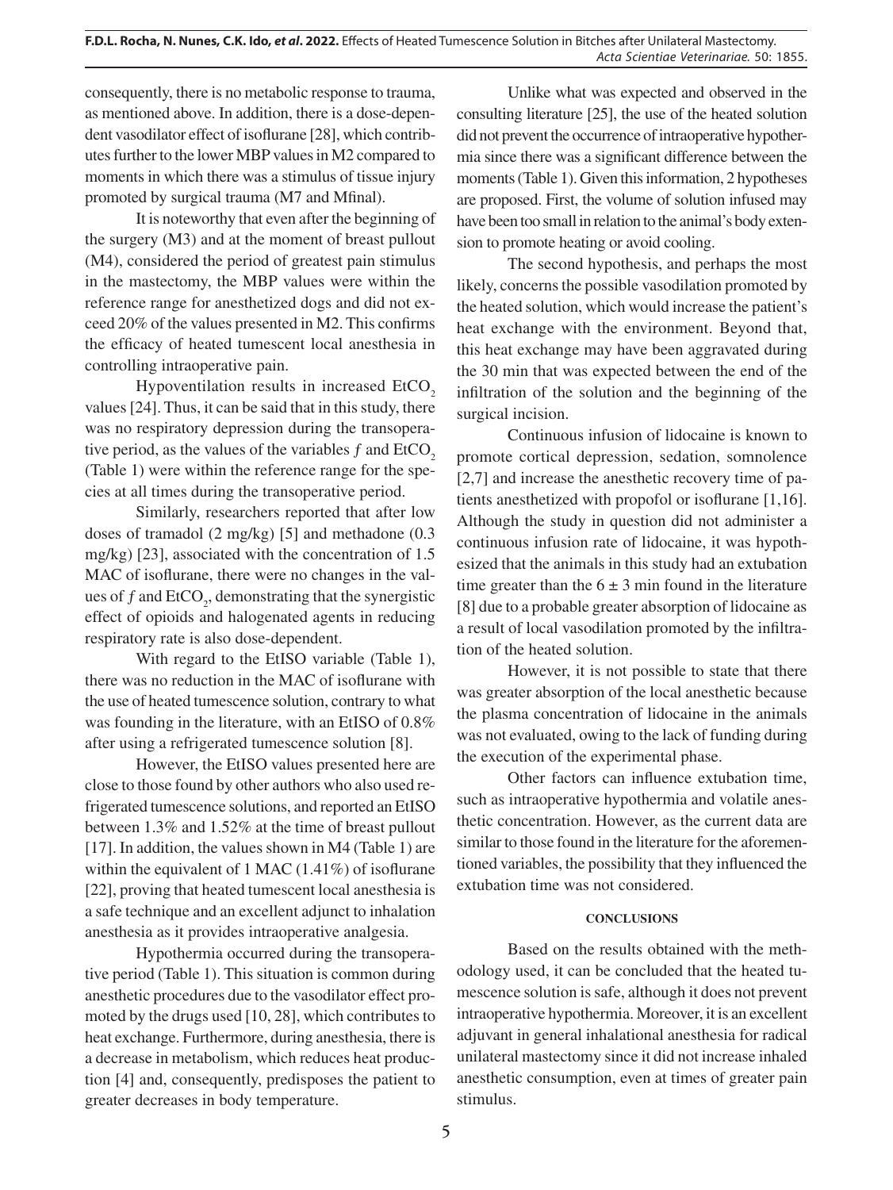consequently, there is no metabolic response to trauma, as mentioned above. In addition, there is a dose-dependent vasodilator effect of isoflurane [28], which contributes further to the lower MBP values in M2 compared to moments in which there was a stimulus of tissue injury promoted by surgical trauma (M7 and Mfinal).

It is noteworthy that even after the beginning of the surgery (M3) and at the moment of breast pullout (M4), considered the period of greatest pain stimulus in the mastectomy, the MBP values were within the reference range for anesthetized dogs and did not exceed 20% of the values presented in M2. This confirms the efficacy of heated tumescent local anesthesia in controlling intraoperative pain.

Hypoventilation results in increased $EtCO_2$ values [24]. Thus, it can be said that in this study, there was no respiratory depression during the transoperative period, as the values of the variables *f* and $EtCO_2$ (Table 1) were within the reference range for the species at all times during the transoperative period.

Similarly, researchers reported that after low doses of tramadol (2 mg/kg) [5] and methadone (0.3 mg/kg) [23], associated with the concentration of 1.5 MAC of isoflurane, there were no changes in the values of *f* and $EtCO_2$, demonstrating that the synergistic effect of opioids and halogenated agents in reducing respiratory rate is also dose-dependent.

With regard to the EtISO variable (Table 1), there was no reduction in the MAC of isoflurane with the use of heated tumescence solution, contrary to what was founding in the literature, with an EtISO of 0.8% after using a refrigerated tumescence solution [8].

However, the EtISO values presented here are close to those found by other authors who also used refrigerated tumescence solutions, and reported an EtISO between 1.3% and 1.52% at the time of breast pullout [17]. In addition, the values shown in M4 (Table 1) are within the equivalent of 1 MAC (1.41%) of isoflurane [22], proving that heated tumescent local anesthesia is a safe technique and an excellent adjunct to inhalation anesthesia as it provides intraoperative analgesia.

Hypothermia occurred during the transoperative period (Table 1). This situation is common during anesthetic procedures due to the vasodilator effect promoted by the drugs used [10, 28], which contributes to heat exchange. Furthermore, during anesthesia, there is a decrease in metabolism, which reduces heat production [4] and, consequently, predisposes the patient to greater decreases in body temperature.

Unlike what was expected and observed in the consulting literature [25], the use of the heated solution did not prevent the occurrence of intraoperative hypothermia since there was a significant difference between the moments (Table 1). Given this information, 2 hypotheses are proposed. First, the volume of solution infused may have been too small in relation to the animal's body extension to promote heating or avoid cooling.

The second hypothesis, and perhaps the most likely, concerns the possible vasodilation promoted by the heated solution, which would increase the patient's heat exchange with the environment. Beyond that, this heat exchange may have been aggravated during the 30 min that was expected between the end of the infiltration of the solution and the beginning of the surgical incision.

Continuous infusion of lidocaine is known to promote cortical depression, sedation, somnolence [2,7] and increase the anesthetic recovery time of patients anesthetized with propofol or isoflurane [1,16]. Although the study in question did not administer a continuous infusion rate of lidocaine, it was hypothesized that the animals in this study had an extubation time greater than the $6 \pm 3$ min found in the literature [8] due to a probable greater absorption of lidocaine as a result of local vasodilation promoted by the infiltration of the heated solution.

However, it is not possible to state that there was greater absorption of the local anesthetic because the plasma concentration of lidocaine in the animals was not evaluated, owing to the lack of funding during the execution of the experimental phase.

Other factors can influence extubation time, such as intraoperative hypothermia and volatile anesthetic concentration. However, as the current data are similar to those found in the literature for the aforementioned variables, the possibility that they influenced the extubation time was not considered.

## CONCLUSIONS

Based on the results obtained with the methodology used, it can be concluded that the heated tumescence solution is safe, although it does not prevent intraoperative hypothermia. Moreover, it is an excellent adjuvant in general inhalational anesthesia for radical unilateral mastectomy since it did not increase inhaled anesthetic consumption, even at times of greater pain stimulus.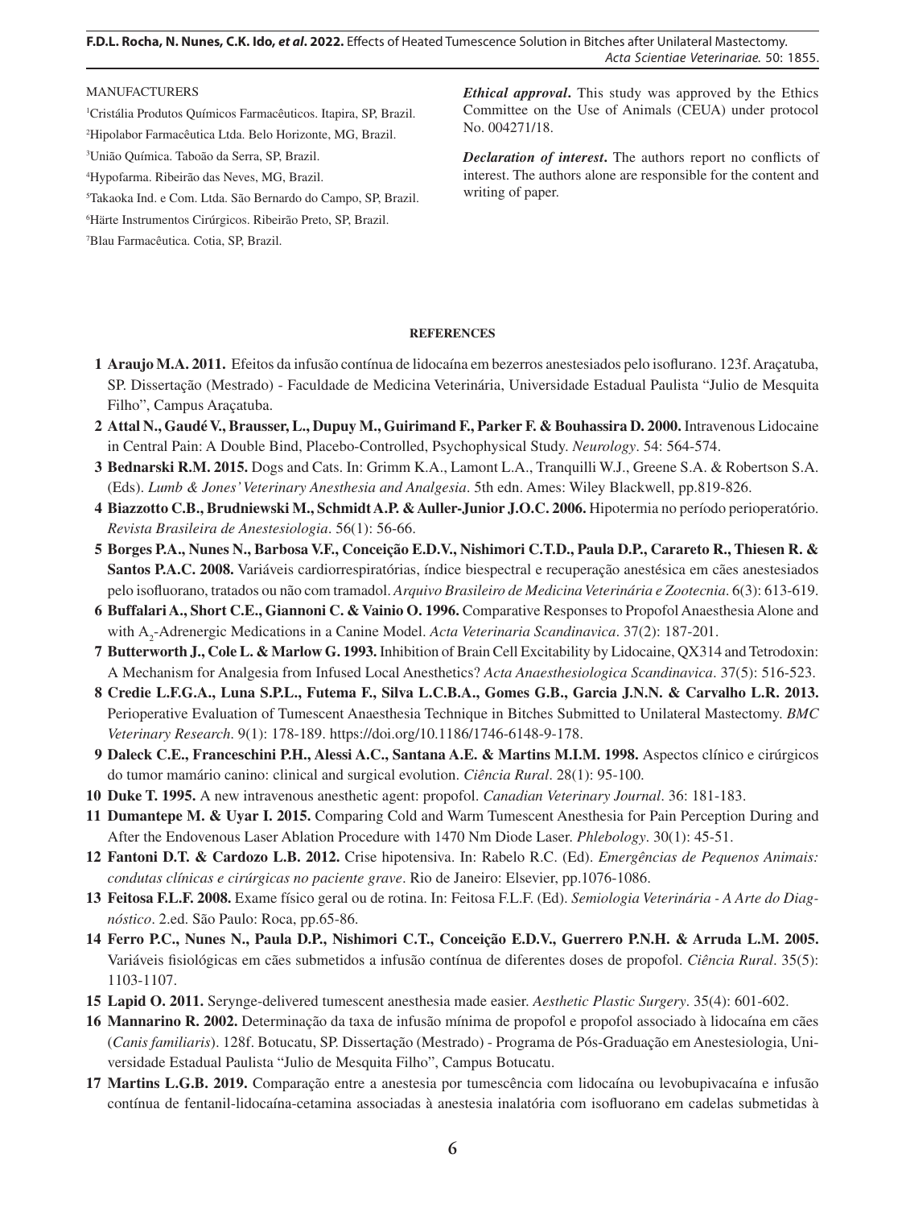MANUFACTURERS

[1]Cristália Produtos Químicos Farmacêuticos. Itapira, SP, Brazil.

[2]Hipolabor Farmacêutica Ltda. Belo Horizonte, MG, Brazil.

[3]União Química. Taboão da Serra, SP, Brazil.

[4]Hypofarma. Ribeirão das Neves, MG, Brazil.

[5]Takaoka Ind. e Com. Ltda. São Bernardo do Campo, SP, Brazil.

[6]Härte Instrumentos Cirúrgicos. Ribeirão Preto, SP, Brazil.

[7]Blau Farmacêutica. Cotia, SP, Brazil.

***Ethical approval*.** This study was approved by the Ethics Committee on the Use of Animals (CEUA) under protocol No. 004271/18.

***Declaration of interest*.** The authors report no conflicts of interest. The authors alone are responsible for the content and writing of paper.

## REFERENCES

1 **Araujo M.A. 2011.** Efeitos da infusão contínua de lidocaína em bezerros anestesiados pelo isoflurano. 123f. Araçatuba, SP. Dissertação (Mestrado) - Faculdade de Medicina Veterinária, Universidade Estadual Paulista "Julio de Mesquita Filho", Campus Araçatuba.

2 **Attal N., Gaudé V., Brausser, L., Dupuy M., Guirimand F., Parker F. & Bouhassira D. 2000.** Intravenous Lidocaine in Central Pain: A Double Bind, Placebo-Controlled, Psychophysical Study. *Neurology*. 54: 564-574.

3 **Bednarski R.M. 2015.** Dogs and Cats. In: Grimm K.A., Lamont L.A., Tranquilli W.J., Greene S.A. & Robertson S.A. (Eds). *Lumb & Jones' Veterinary Anesthesia and Analgesia*. 5th edn. Ames: Wiley Blackwell, pp.819-826.

4 **Biazzotto C.B., Brudniewski M., Schmidt A.P. & Auller-Junior J.O.C. 2006.** Hipotermia no período perioperatório. *Revista Brasileira de Anestesiologia*. 56(1): 56-66.

5 **Borges P.A., Nunes N., Barbosa V.F., Conceição E.D.V., Nishimori C.T.D., Paula D.P., Carareto R., Thiesen R. & Santos P.A.C. 2008.** Variáveis cardiorrespiratórias, índice biespectral e recuperação anestésica em cães anestesiados pelo isofluorano, tratados ou não com tramadol. *Arquivo Brasileiro de Medicina Veterinária e Zootecnia*. 6(3): 613-619.

6 **Buffalari A., Short C.E., Giannoni C. & Vainio O. 1996.** Comparative Responses to Propofol Anaesthesia Alone and with $A_2$-Adrenergic Medications in a Canine Model. *Acta Veterinaria Scandinavica*. 37(2): 187-201.

7 **Butterworth J., Cole L. & Marlow G. 1993.** Inhibition of Brain Cell Excitability by Lidocaine, QX314 and Tetrodoxin: A Mechanism for Analgesia from Infused Local Anesthetics? *Acta Anaesthesiologica Scandinavica*. 37(5): 516-523.

8 **Credie L.F.G.A., Luna S.P.L., Futema F., Silva L.C.B.A., Gomes G.B., Garcia J.N.N. & Carvalho L.R. 2013.** Perioperative Evaluation of Tumescent Anaesthesia Technique in Bitches Submitted to Unilateral Mastectomy. *BMC Veterinary Research*. 9(1): 178-189. https://doi.org/10.1186/1746-6148-9-178.

9 **Daleck C.E., Franceschini P.H., Alessi A.C., Santana A.E. & Martins M.I.M. 1998.** Aspectos clínico e cirúrgicos do tumor mamário canino: clinical and surgical evolution. *Ciência Rural*. 28(1): 95-100.

10 **Duke T. 1995.** A new intravenous anesthetic agent: propofol. *Canadian Veterinary Journal*. 36: 181-183.

11 **Dumantepe M. & Uyar I. 2015.** Comparing Cold and Warm Tumescent Anesthesia for Pain Perception During and After the Endovenous Laser Ablation Procedure with 1470 Nm Diode Laser. *Phlebology*. 30(1): 45-51.

12 **Fantoni D.T. & Cardozo L.B. 2012.** Crise hipotensiva. In: Rabelo R.C. (Ed). *Emergências de Pequenos Animais: condutas clínicas e cirúrgicas no paciente grave*. Rio de Janeiro: Elsevier, pp.1076-1086.

13 **Feitosa F.L.F. 2008.** Exame físico geral ou de rotina. In: Feitosa F.L.F. (Ed). *Semiologia Veterinária - A Arte do Diagnóstico*. 2.ed. São Paulo: Roca, pp.65-86.

14 **Ferro P.C., Nunes N., Paula D.P., Nishimori C.T., Conceição E.D.V., Guerrero P.N.H. & Arruda L.M. 2005.** Variáveis fisiológicas em cães submetidos a infusão contínua de diferentes doses de propofol. *Ciência Rural*. 35(5): 1103-1107.

15 **Lapid O. 2011.** Serynge-delivered tumescent anesthesia made easier. *Aesthetic Plastic Surgery*. 35(4): 601-602.

16 **Mannarino R. 2002.** Determinação da taxa de infusão mínima de propofol e propofol associado à lidocaína em cães (*Canis familiaris*). 128f. Botucatu, SP. Dissertação (Mestrado) - Programa de Pós-Graduação em Anestesiologia, Universidade Estadual Paulista "Julio de Mesquita Filho", Campus Botucatu.

17 **Martins L.G.B. 2019.** Comparação entre a anestesia por tumescência com lidocaína ou levobupivacaína e infusão contínua de fentanil-lidocaína-cetamina associadas à anestesia inalatória com isofluorano em cadelas submetidas à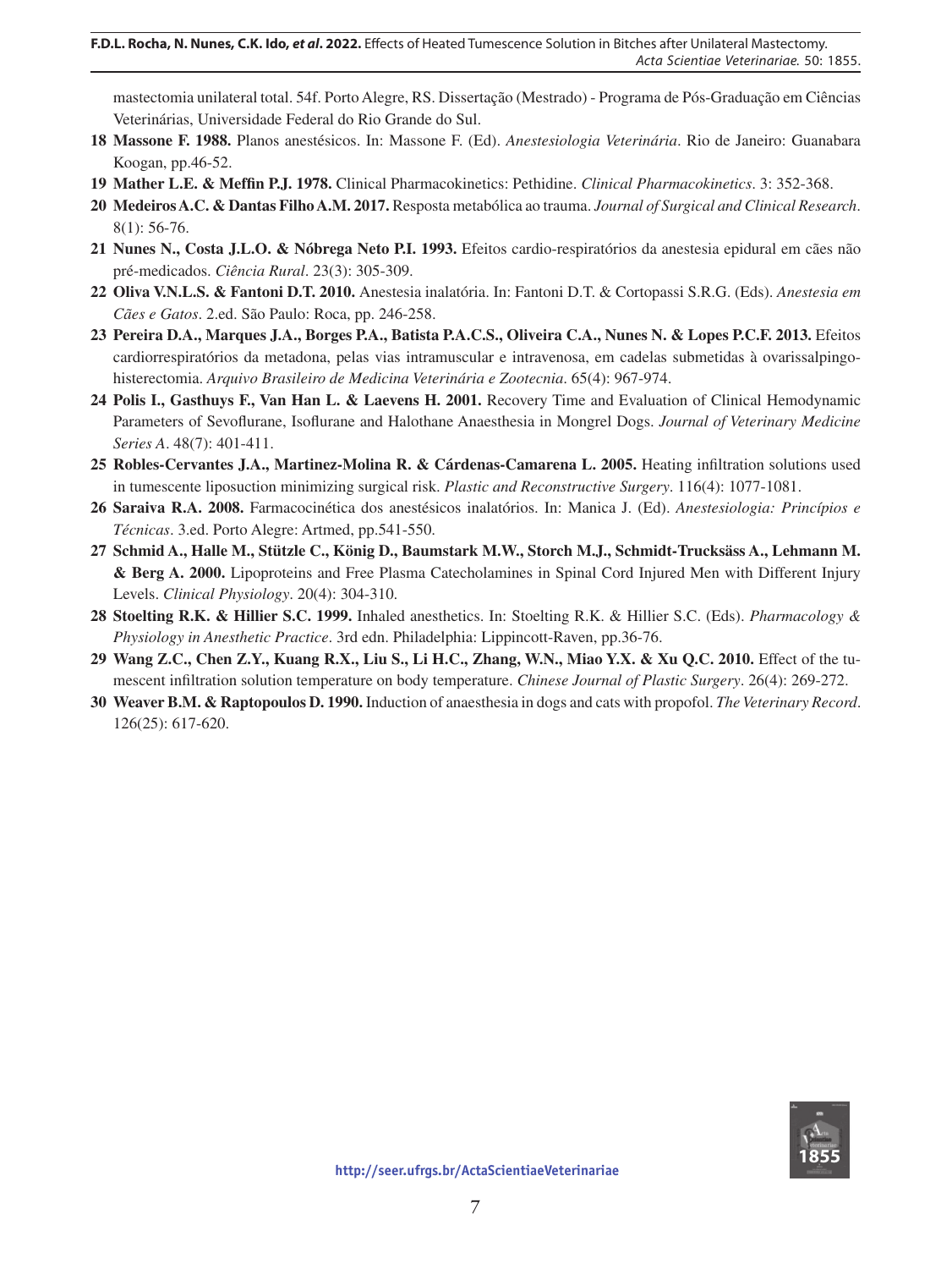mastectomia unilateral total. 54f. Porto Alegre, RS. Dissertação (Mestrado) - Programa de Pós-Graduação em Ciências Veterinárias, Universidade Federal do Rio Grande do Sul.

**18 Massone F. 1988.** Planos anestésicos. In: Massone F. (Ed). *Anestesiologia Veterinária*. Rio de Janeiro: Guanabara Koogan, pp.46-52.

**19 Mather L.E. & Meffin P.J. 1978.** Clinical Pharmacokinetics: Pethidine. *Clinical Pharmacokinetics*. 3: 352-368.

**20 Medeiros A.C. & Dantas Filho A.M. 2017.** Resposta metabólica ao trauma. *Journal of Surgical and Clinical Research*. 8(1): 56-76.

**21 Nunes N., Costa J.L.O. & Nóbrega Neto P.I. 1993.** Efeitos cardio-respiratórios da anestesia epidural em cães não pré-medicados. *Ciência Rural*. 23(3): 305-309.

**22 Oliva V.N.L.S. & Fantoni D.T. 2010.** Anestesia inalatória. In: Fantoni D.T. & Cortopassi S.R.G. (Eds). *Anestesia em Cães e Gatos*. 2.ed. São Paulo: Roca, pp. 246-258.

**23 Pereira D.A., Marques J.A., Borges P.A., Batista P.A.C.S., Oliveira C.A., Nunes N. & Lopes P.C.F. 2013.** Efeitos cardiorrespiratórios da metadona, pelas vias intramuscular e intravenosa, em cadelas submetidas à ovarissalpingo-histerectomia. *Arquivo Brasileiro de Medicina Veterinária e Zootecnia*. 65(4): 967-974.

**24 Polis I., Gasthuys F., Van Han L. & Laevens H. 2001.** Recovery Time and Evaluation of Clinical Hemodynamic Parameters of Sevoflurane, Isoflurane and Halothane Anaesthesia in Mongrel Dogs. *Journal of Veterinary Medicine Series A*. 48(7): 401-411.

**25 Robles-Cervantes J.A., Martinez-Molina R. & Cárdenas-Camarena L. 2005.** Heating infiltration solutions used in tumescente liposuction minimizing surgical risk. *Plastic and Reconstructive Surgery*. 116(4): 1077-1081.

**26 Saraiva R.A. 2008.** Farmacocinética dos anestésicos inalatórios. In: Manica J. (Ed). *Anestesiologia: Princípios e Técnicas*. 3.ed. Porto Alegre: Artmed, pp.541-550.

**27 Schmid A., Halle M., Stützle C., König D., Baumstark M.W., Storch M.J., Schmidt-Trucksäss A., Lehmann M. & Berg A. 2000.** Lipoproteins and Free Plasma Catecholamines in Spinal Cord Injured Men with Different Injury Levels. *Clinical Physiology*. 20(4): 304-310.

**28 Stoelting R.K. & Hillier S.C. 1999.** Inhaled anesthetics. In: Stoelting R.K. & Hillier S.C. (Eds). *Pharmacology & Physiology in Anesthetic Practice*. 3rd edn. Philadelphia: Lippincott-Raven, pp.36-76.

**29 Wang Z.C., Chen Z.Y., Kuang R.X., Liu S., Li H.C., Zhang, W.N., Miao Y.X. & Xu Q.C. 2010.** Effect of the tumescent infiltration solution temperature on body temperature. *Chinese Journal of Plastic Surgery*. 26(4): 269-272.

**30 Weaver B.M. & Raptopoulos D. 1990.** Induction of anaesthesia in dogs and cats with propofol. *The Veterinary Record*. 126(25): 617-620.